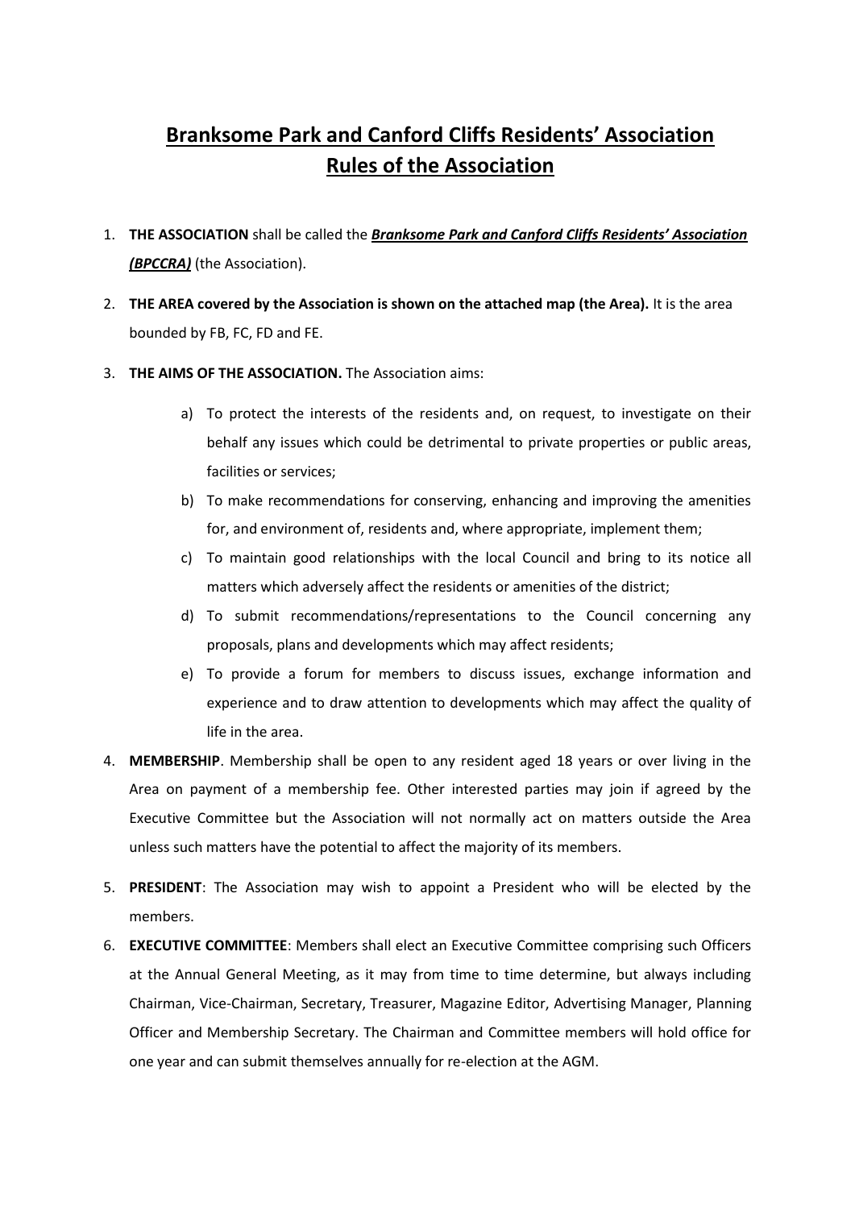# Branksome Park and Canford Cliffs Residents' Association
# Rules of the Association

1. **THE ASSOCIATION** shall be called the ***Branksome Park and Canford Cliffs Residents' Association (BPCCRA)*** (the Association).

2. **THE AREA covered by the Association is shown on the attached map (the Area).** It is the area bounded by FB, FC, FD and FE.

3. **THE AIMS OF THE ASSOCIATION.** The Association aims:

    a) To protect the interests of the residents and, on request, to investigate on their behalf any issues which could be detrimental to private properties or public areas, facilities or services;

    b) To make recommendations for conserving, enhancing and improving the amenities for, and environment of, residents and, where appropriate, implement them;

    c) To maintain good relationships with the local Council and bring to its notice all matters which adversely affect the residents or amenities of the district;

    d) To submit recommendations/representations to the Council concerning any proposals, plans and developments which may affect residents;

    e) To provide a forum for members to discuss issues, exchange information and experience and to draw attention to developments which may affect the quality of life in the area.

4. **MEMBERSHIP**. Membership shall be open to any resident aged 18 years or over living in the Area on payment of a membership fee. Other interested parties may join if agreed by the Executive Committee but the Association will not normally act on matters outside the Area unless such matters have the potential to affect the majority of its members.

5. **PRESIDENT**: The Association may wish to appoint a President who will be elected by the members.

6. **EXECUTIVE COMMITTEE**: Members shall elect an Executive Committee comprising such Officers at the Annual General Meeting, as it may from time to time determine, but always including Chairman, Vice-Chairman, Secretary, Treasurer, Magazine Editor, Advertising Manager, Planning Officer and Membership Secretary. The Chairman and Committee members will hold office for one year and can submit themselves annually for re-election at the AGM.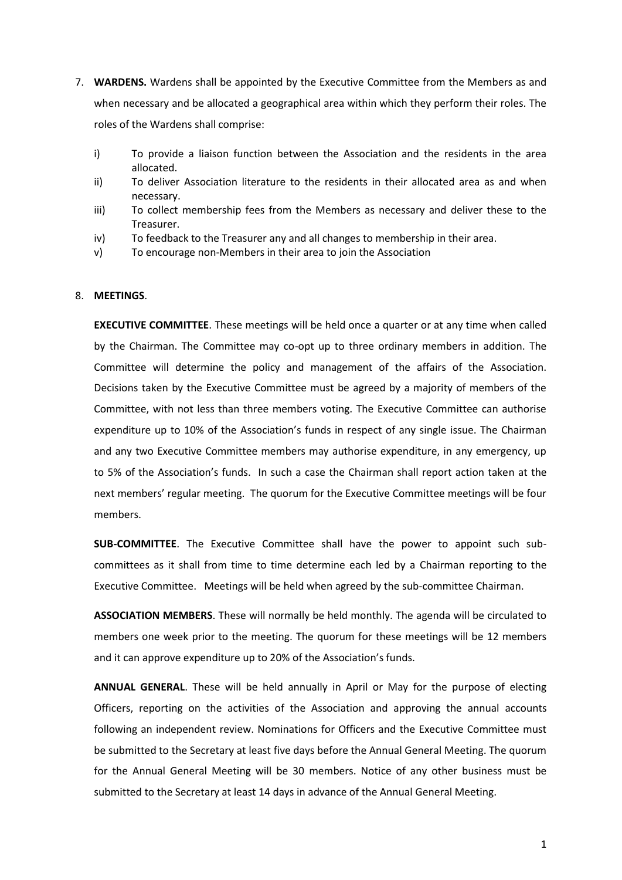7. **WARDENS.** Wardens shall be appointed by the Executive Committee from the Members as and when necessary and be allocated a geographical area within which they perform their roles. The roles of the Wardens shall comprise:

   i) To provide a liaison function between the Association and the residents in the area allocated.
   ii) To deliver Association literature to the residents in their allocated area as and when necessary.
   iii) To collect membership fees from the Members as necessary and deliver these to the Treasurer.
   iv) To feedback to the Treasurer any and all changes to membership in their area.
   v) To encourage non-Members in their area to join the Association

8. **MEETINGS**.

   **EXECUTIVE COMMITTEE**. These meetings will be held once a quarter or at any time when called by the Chairman. The Committee may co-opt up to three ordinary members in addition. The Committee will determine the policy and management of the affairs of the Association. Decisions taken by the Executive Committee must be agreed by a majority of members of the Committee, with not less than three members voting. The Executive Committee can authorise expenditure up to 10% of the Association's funds in respect of any single issue. The Chairman and any two Executive Committee members may authorise expenditure, in any emergency, up to 5% of the Association's funds. In such a case the Chairman shall report action taken at the next members' regular meeting. The quorum for the Executive Committee meetings will be four members.

   **SUB-COMMITTEE**. The Executive Committee shall have the power to appoint such sub-committees as it shall from time to time determine each led by a Chairman reporting to the Executive Committee. Meetings will be held when agreed by the sub-committee Chairman.

   **ASSOCIATION MEMBERS**. These will normally be held monthly. The agenda will be circulated to members one week prior to the meeting. The quorum for these meetings will be 12 members and it can approve expenditure up to 20% of the Association's funds.

   **ANNUAL GENERAL**. These will be held annually in April or May for the purpose of electing Officers, reporting on the activities of the Association and approving the annual accounts following an independent review. Nominations for Officers and the Executive Committee must be submitted to the Secretary at least five days before the Annual General Meeting. The quorum for the Annual General Meeting will be 30 members. Notice of any other business must be submitted to the Secretary at least 14 days in advance of the Annual General Meeting.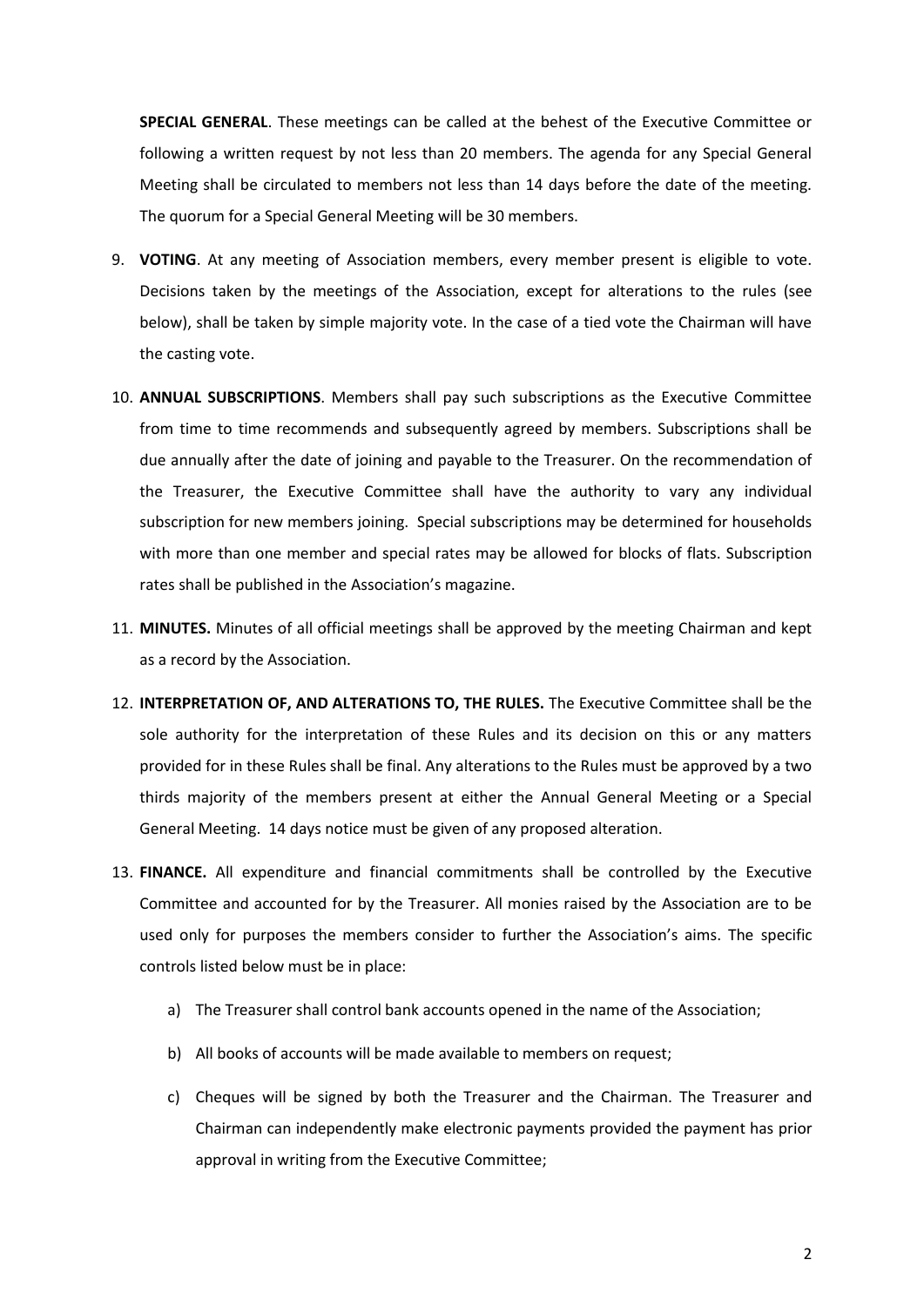**SPECIAL GENERAL**. These meetings can be called at the behest of the Executive Committee or following a written request by not less than 20 members. The agenda for any Special General Meeting shall be circulated to members not less than 14 days before the date of the meeting. The quorum for a Special General Meeting will be 30 members.

9. **VOTING**. At any meeting of Association members, every member present is eligible to vote. Decisions taken by the meetings of the Association, except for alterations to the rules (see below), shall be taken by simple majority vote. In the case of a tied vote the Chairman will have the casting vote.

10. **ANNUAL SUBSCRIPTIONS**. Members shall pay such subscriptions as the Executive Committee from time to time recommends and subsequently agreed by members. Subscriptions shall be due annually after the date of joining and payable to the Treasurer. On the recommendation of the Treasurer, the Executive Committee shall have the authority to vary any individual subscription for new members joining. Special subscriptions may be determined for households with more than one member and special rates may be allowed for blocks of flats. Subscription rates shall be published in the Association's magazine.

11. **MINUTES.** Minutes of all official meetings shall be approved by the meeting Chairman and kept as a record by the Association.

12. **INTERPRETATION OF, AND ALTERATIONS TO, THE RULES.** The Executive Committee shall be the sole authority for the interpretation of these Rules and its decision on this or any matters provided for in these Rules shall be final. Any alterations to the Rules must be approved by a two thirds majority of the members present at either the Annual General Meeting or a Special General Meeting. 14 days notice must be given of any proposed alteration.

13. **FINANCE.** All expenditure and financial commitments shall be controlled by the Executive Committee and accounted for by the Treasurer. All monies raised by the Association are to be used only for purposes the members consider to further the Association's aims. The specific controls listed below must be in place:

    a) The Treasurer shall control bank accounts opened in the name of the Association;

    b) All books of accounts will be made available to members on request;

    c) Cheques will be signed by both the Treasurer and the Chairman. The Treasurer and Chairman can independently make electronic payments provided the payment has prior approval in writing from the Executive Committee;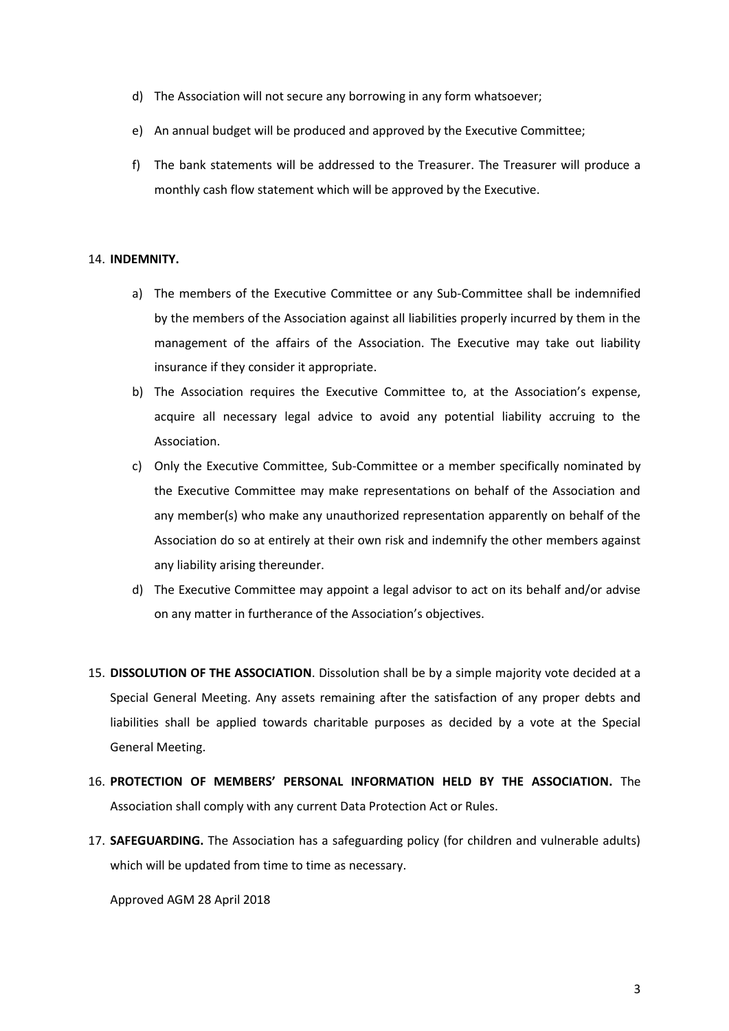d) The Association will not secure any borrowing in any form whatsoever;

e) An annual budget will be produced and approved by the Executive Committee;

f) The bank statements will be addressed to the Treasurer. The Treasurer will produce a monthly cash flow statement which will be approved by the Executive.

14. **INDEMNITY.**

a) The members of the Executive Committee or any Sub-Committee shall be indemnified by the members of the Association against all liabilities properly incurred by them in the management of the affairs of the Association. The Executive may take out liability insurance if they consider it appropriate.

b) The Association requires the Executive Committee to, at the Association's expense, acquire all necessary legal advice to avoid any potential liability accruing to the Association.

c) Only the Executive Committee, Sub-Committee or a member specifically nominated by the Executive Committee may make representations on behalf of the Association and any member(s) who make any unauthorized representation apparently on behalf of the Association do so at entirely at their own risk and indemnify the other members against any liability arising thereunder.

d) The Executive Committee may appoint a legal advisor to act on its behalf and/or advise on any matter in furtherance of the Association's objectives.

15. **DISSOLUTION OF THE ASSOCIATION**. Dissolution shall be by a simple majority vote decided at a Special General Meeting. Any assets remaining after the satisfaction of any proper debts and liabilities shall be applied towards charitable purposes as decided by a vote at the Special General Meeting.

16. **PROTECTION OF MEMBERS' PERSONAL INFORMATION HELD BY THE ASSOCIATION.** The Association shall comply with any current Data Protection Act or Rules.

17. **SAFEGUARDING.** The Association has a safeguarding policy (for children and vulnerable adults) which will be updated from time to time as necessary.

Approved AGM 28 April 2018